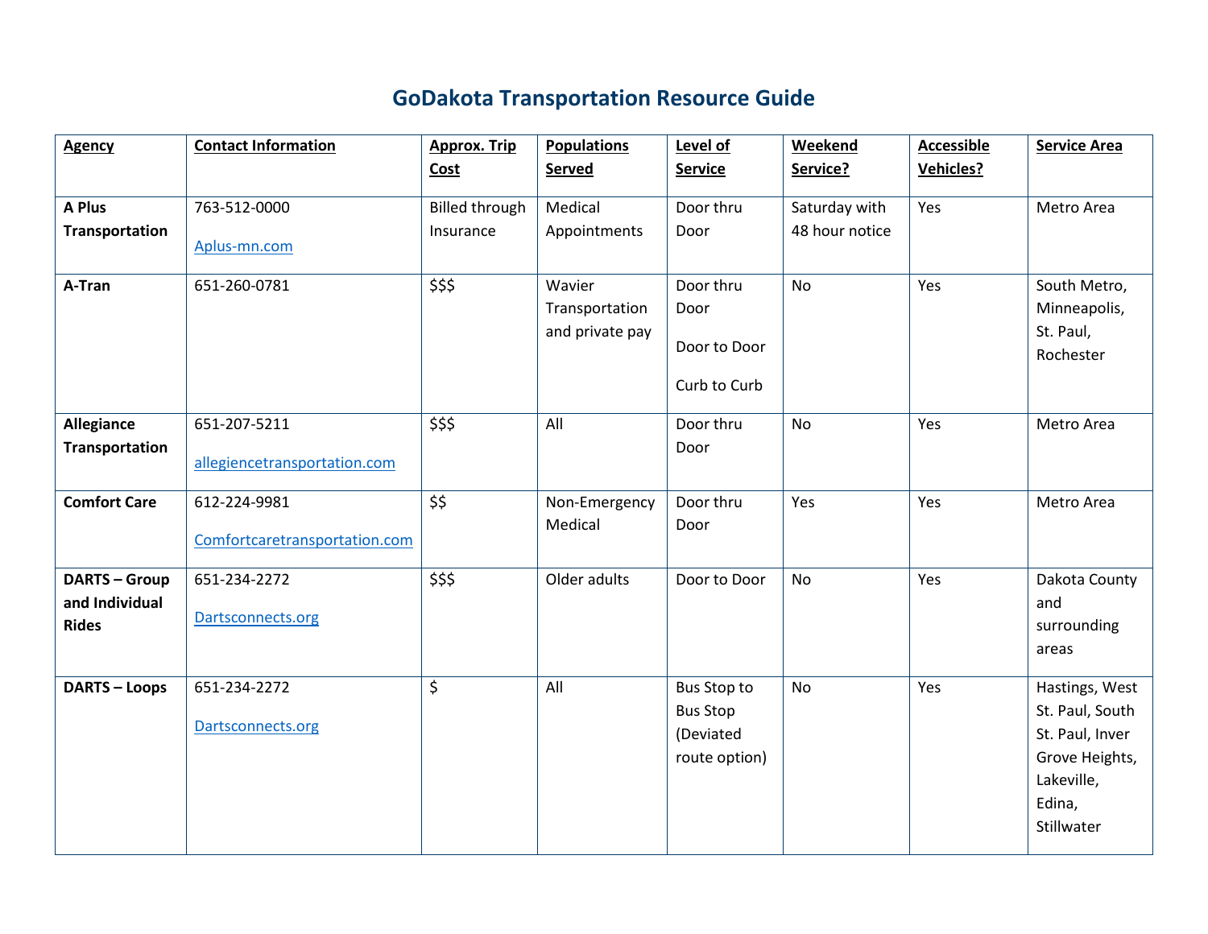# GoDakota Transportation Resource Guide

| Agency | Contact Information | Approx. Trip Cost | Populations Served | Level of Service | Weekend Service? | Accessible Vehicles? | Service Area |
|---|---|---|---|---|---|---|---|
| **A Plus Transportation** | 763-512-0000<br>Aplus-mn.com | Billed through Insurance | Medical Appointments | Door thru Door | Saturday with 48 hour notice | Yes | Metro Area |
| **A-Tran** | 651-260-0781 | $$$ | Wavier Transportation and private pay | Door thru Door<br>Door to Door<br>Curb to Curb | No | Yes | South Metro, Minneapolis, St. Paul, Rochester |
| **Allegiance Transportation** | 651-207-5211<br>allegiencetransportation.com | $$$ | All | Door thru Door | No | Yes | Metro Area |
| **Comfort Care** | 612-224-9981<br>Comfortcaretransportation.com | $$ | Non-Emergency Medical | Door thru Door | Yes | Yes | Metro Area |
| **DARTS – Group and Individual Rides** | 651-234-2272<br>Dartsconnects.org | $$$ | Older adults | Door to Door | No | Yes | Dakota County and surrounding areas |
| **DARTS – Loops** | 651-234-2272<br>Dartsconnects.org | $ | All | Bus Stop to Bus Stop (Deviated route option) | No | Yes | Hastings, West St. Paul, South St. Paul, Inver Grove Heights, Lakeville, Edina, Stillwater |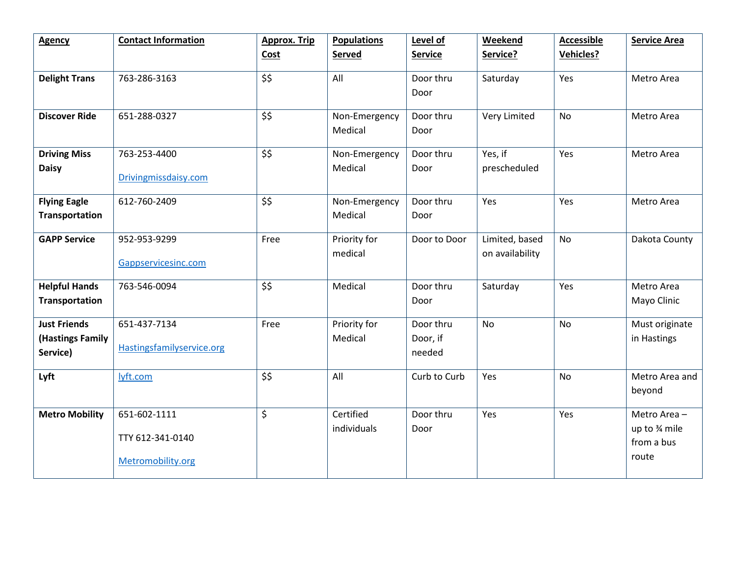| Agency | Contact Information | Approx. Trip Cost | Populations Served | Level of Service | Weekend Service? | Accessible Vehicles? | Service Area |
|---|---|---|---|---|---|---|---|
| **Delight Trans** | 763-286-3163 | $$ | All | Door thru Door | Saturday | Yes | Metro Area |
| **Discover Ride** | 651-288-0327 | $$ | Non-Emergency Medical | Door thru Door | Very Limited | No | Metro Area |
| **Driving Miss Daisy** | 763-253-4400<br>Drivingmissdaisy.com | $$ | Non-Emergency Medical | Door thru Door | Yes, if prescheduled | Yes | Metro Area |
| **Flying Eagle Transportation** | 612-760-2409 | $$ | Non-Emergency Medical | Door thru Door | Yes | Yes | Metro Area |
| **GAPP Service** | 952-953-9299<br>Gappservicesinc.com | Free | Priority for medical | Door to Door | Limited, based on availability | No | Dakota County |
| **Helpful Hands Transportation** | 763-546-0094 | $$ | Medical | Door thru Door | Saturday | Yes | Metro Area<br>Mayo Clinic |
| **Just Friends (Hastings Family Service)** | 651-437-7134<br>Hastingsfamilyservice.org | Free | Priority for Medical | Door thru Door, if needed | No | No | Must originate in Hastings |
| **Lyft** | lyft.com | $$ | All | Curb to Curb | Yes | No | Metro Area and beyond |
| **Metro Mobility** | 651-602-1111<br>TTY 612-341-0140<br>Metromobility.org | $ | Certified individuals | Door thru Door | Yes | Yes | Metro Area – up to ¾ mile from a bus route |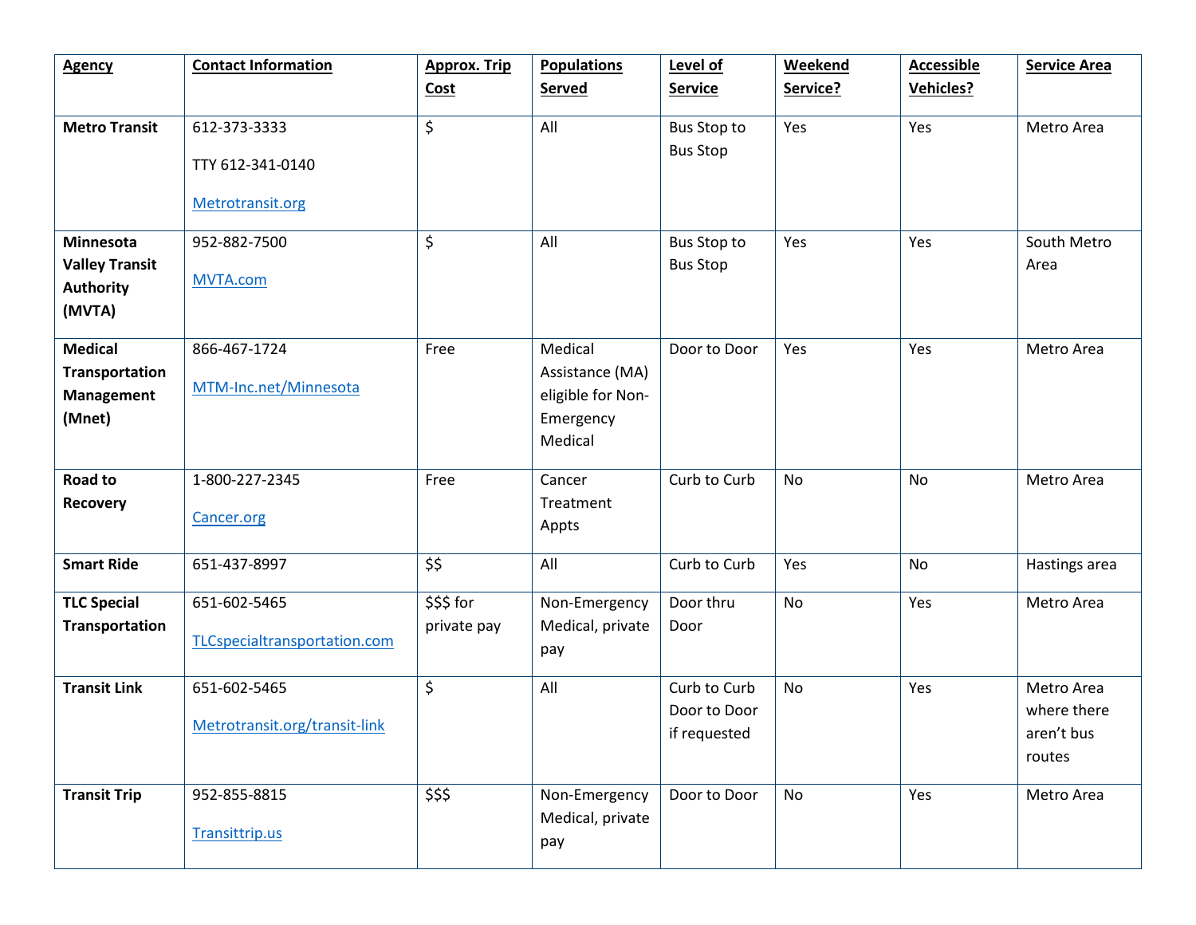| Agency | Contact Information | Approx. Trip Cost | Populations Served | Level of Service | Weekend Service? | Accessible Vehicles? | Service Area |
|---|---|---|---|---|---|---|---|
| **Metro Transit** | 612-373-3333<br>TTY 612-341-0140<br>Metrotransit.org | $ | All | Bus Stop to Bus Stop | Yes | Yes | Metro Area |
| **Minnesota Valley Transit Authority (MVTA)** | 952-882-7500<br>MVTA.com | $ | All | Bus Stop to Bus Stop | Yes | Yes | South Metro Area |
| **Medical Transportation Management (Mnet)** | 866-467-1724<br>MTM-Inc.net/Minnesota | Free | Medical Assistance (MA) eligible for Non-Emergency Medical | Door to Door | Yes | Yes | Metro Area |
| **Road to Recovery** | 1-800-227-2345<br>Cancer.org | Free | Cancer Treatment Appts | Curb to Curb | No | No | Metro Area |
| **Smart Ride** | 651-437-8997 | $$ | All | Curb to Curb | Yes | No | Hastings area |
| **TLC Special Transportation** | 651-602-5465<br>TLCspecialtransportation.com | $$$ for private pay | Non-Emergency Medical, private pay | Door thru Door | No | Yes | Metro Area |
| **Transit Link** | 651-602-5465<br>Metrotransit.org/transit-link | $ | All | Curb to Curb Door to Door if requested | No | Yes | Metro Area where there aren't bus routes |
| **Transit Trip** | 952-855-8815<br>Transittrip.us | $$$ | Non-Emergency Medical, private pay | Door to Door | No | Yes | Metro Area |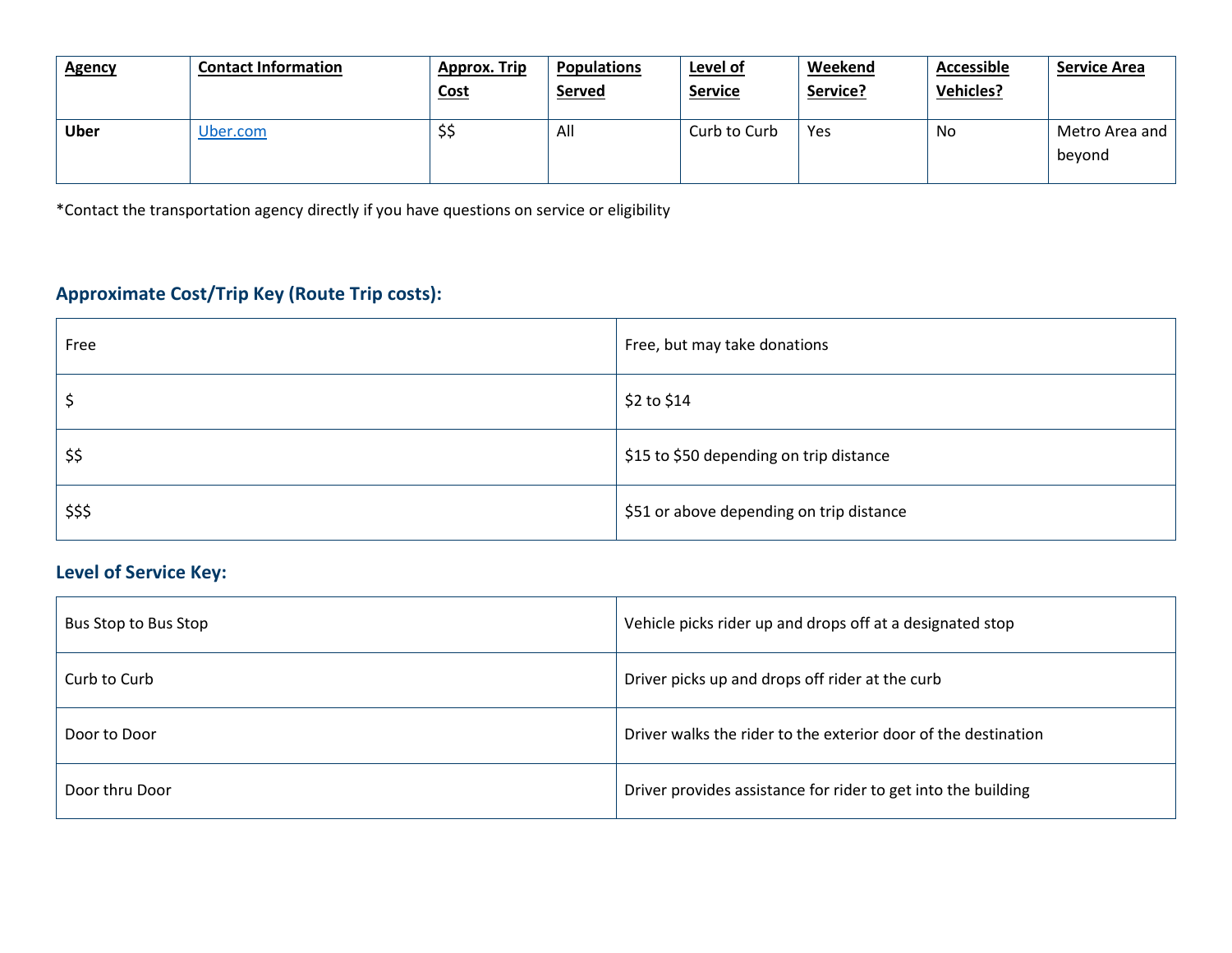| Agency | Contact Information | Approx. Trip Cost | Populations Served | Level of Service | Weekend Service? | Accessible Vehicles? | Service Area |
|---|---|---|---|---|---|---|---|
| **Uber** | [Uber.com](Uber.com) | $$ | All | Curb to Curb | Yes | No | Metro Area and beyond |

*Contact the transportation agency directly if you have questions on service or eligibility

### Approximate Cost/Trip Key (Route Trip costs):

| | |
|---|---|
| Free | Free, but may take donations |
| $ | $2 to $14 |
| $$ | $15 to $50 depending on trip distance |
| $$$ | $51 or above depending on trip distance |

### Level of Service Key:

| | |
|---|---|
| Bus Stop to Bus Stop | Vehicle picks rider up and drops off at a designated stop |
| Curb to Curb | Driver picks up and drops off rider at the curb |
| Door to Door | Driver walks the rider to the exterior door of the destination |
| Door thru Door | Driver provides assistance for rider to get into the building |